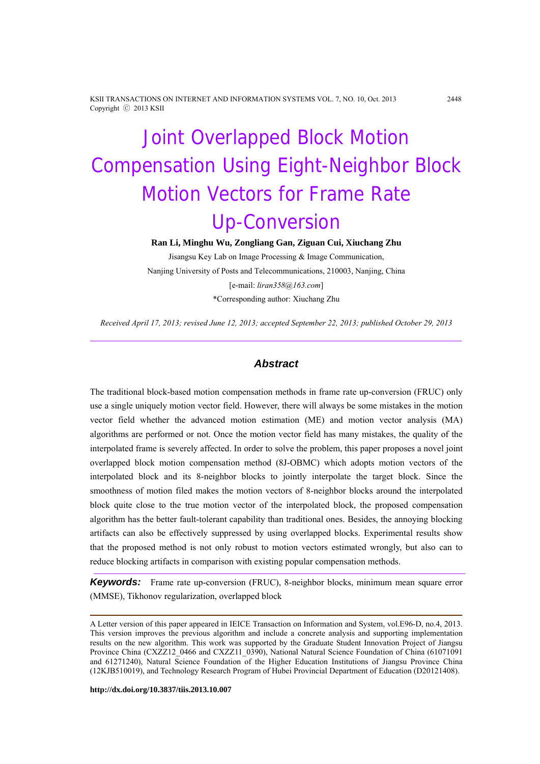# Joint Overlapped Block Motion Compensation Using Eight-Neighbor Block Motion Vectors for Frame Rate Up-Conversion

**Ran Li, Minghu Wu, Zongliang Gan, Ziguan Cui, Xiuchang Zhu**

Jisangsu Key Lab on Image Processing & Image Communication,

Nanjing University of Posts and Telecommunications, 210003, Nanjing, China

[e-mail: *liran358@163.com*]

*Corresponding author: Xiuchang Zhu

*Received April 17, 2013; revised June 12, 2013; accepted September 22, 2013; published October 29, 2013*

---

## *Abstract*

The traditional block-based motion compensation methods in frame rate up-conversion (FRUC) only use a single uniquely motion vector field. However, there will always be some mistakes in the motion vector field whether the advanced motion estimation (ME) and motion vector analysis (MA) algorithms are performed or not. Once the motion vector field has many mistakes, the quality of the interpolated frame is severely affected. In order to solve the problem, this paper proposes a novel joint overlapped block motion compensation method (8J-OBMC) which adopts motion vectors of the interpolated block and its 8-neighbor blocks to jointly interpolate the target block. Since the smoothness of motion filed makes the motion vectors of 8-neighbor blocks around the interpolated block quite close to the true motion vector of the interpolated block, the proposed compensation algorithm has the better fault-tolerant capability than traditional ones. Besides, the annoying blocking artifacts can also be effectively suppressed by using overlapped blocks. Experimental results show that the proposed method is not only robust to motion vectors estimated wrongly, but also can to reduce blocking artifacts in comparison with existing popular compensation methods.

***Keywords:*** Frame rate up-conversion (FRUC), 8-neighbor blocks, minimum mean square error (MMSE), Tikhonov regularization, overlapped block

---

A Letter version of this paper appeared in IEICE Transaction on Information and System, vol.E96-D, no.4, 2013. This version improves the previous algorithm and include a concrete analysis and supporting implementation results on the new algorithm. This work was supported by the Graduate Student Innovation Project of Jiangsu Province China (CXZZ12_0466 and CXZZ11_0390), National Natural Science Foundation of China (61071091 and 61271240), Natural Science Foundation of the Higher Education Institutions of Jiangsu Province China (12KJB510019), and Technology Research Program of Hubei Provincial Department of Education (D20121408).

**http://dx.doi.org/10.3837/tiis.2013.10.007**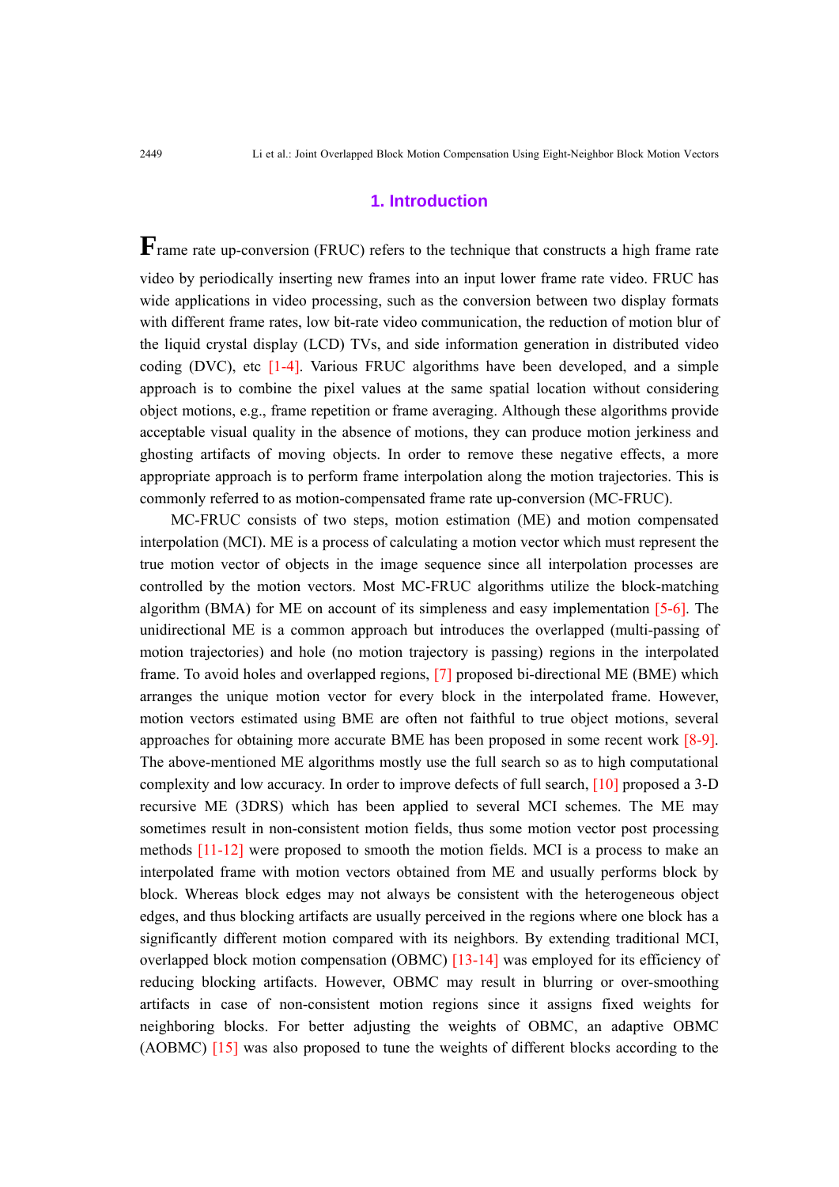## 1. Introduction

Frame rate up-conversion (FRUC) refers to the technique that constructs a high frame rate video by periodically inserting new frames into an input lower frame rate video. FRUC has wide applications in video processing, such as the conversion between two display formats with different frame rates, low bit-rate video communication, the reduction of motion blur of the liquid crystal display (LCD) TVs, and side information generation in distributed video coding (DVC), etc [1-4]. Various FRUC algorithms have been developed, and a simple approach is to combine the pixel values at the same spatial location without considering object motions, e.g., frame repetition or frame averaging. Although these algorithms provide acceptable visual quality in the absence of motions, they can produce motion jerkiness and ghosting artifacts of moving objects. In order to remove these negative effects, a more appropriate approach is to perform frame interpolation along the motion trajectories. This is commonly referred to as motion-compensated frame rate up-conversion (MC-FRUC).

MC-FRUC consists of two steps, motion estimation (ME) and motion compensated interpolation (MCI). ME is a process of calculating a motion vector which must represent the true motion vector of objects in the image sequence since all interpolation processes are controlled by the motion vectors. Most MC-FRUC algorithms utilize the block-matching algorithm (BMA) for ME on account of its simpleness and easy implementation [5-6]. The unidirectional ME is a common approach but introduces the overlapped (multi-passing of motion trajectories) and hole (no motion trajectory is passing) regions in the interpolated frame. To avoid holes and overlapped regions, [7] proposed bi-directional ME (BME) which arranges the unique motion vector for every block in the interpolated frame. However, motion vectors estimated using BME are often not faithful to true object motions, several approaches for obtaining more accurate BME has been proposed in some recent work [8-9]. The above-mentioned ME algorithms mostly use the full search so as to high computational complexity and low accuracy. In order to improve defects of full search, [10] proposed a 3-D recursive ME (3DRS) which has been applied to several MCI schemes. The ME may sometimes result in non-consistent motion fields, thus some motion vector post processing methods [11-12] were proposed to smooth the motion fields. MCI is a process to make an interpolated frame with motion vectors obtained from ME and usually performs block by block. Whereas block edges may not always be consistent with the heterogeneous object edges, and thus blocking artifacts are usually perceived in the regions where one block has a significantly different motion compared with its neighbors. By extending traditional MCI, overlapped block motion compensation (OBMC) [13-14] was employed for its efficiency of reducing blocking artifacts. However, OBMC may result in blurring or over-smoothing artifacts in case of non-consistent motion regions since it assigns fixed weights for neighboring blocks. For better adjusting the weights of OBMC, an adaptive OBMC (AOBMC) [15] was also proposed to tune the weights of different blocks according to the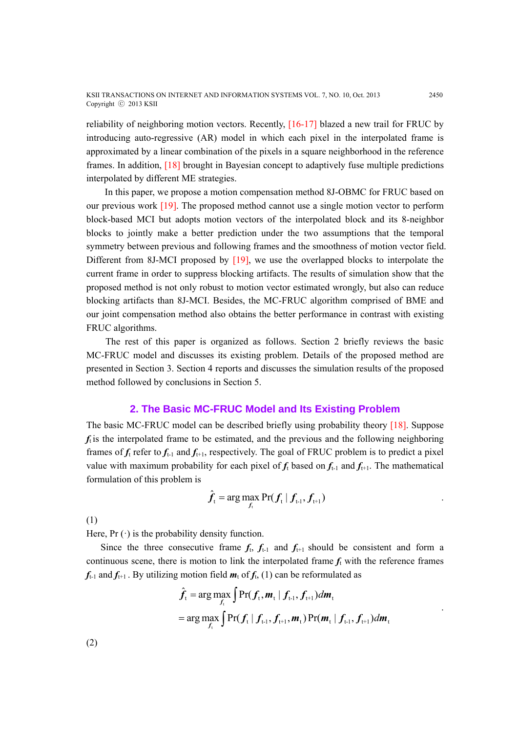reliability of neighboring motion vectors. Recently, [16-17] blazed a new trail for FRUC by introducing auto-regressive (AR) model in which each pixel in the interpolated frame is approximated by a linear combination of the pixels in a square neighborhood in the reference frames. In addition, [18] brought in Bayesian concept to adaptively fuse multiple predictions interpolated by different ME strategies.

In this paper, we propose a motion compensation method 8J-OBMC for FRUC based on our previous work [19]. The proposed method cannot use a single motion vector to perform block-based MCI but adopts motion vectors of the interpolated block and its 8-neighbor blocks to jointly make a better prediction under the two assumptions that the temporal symmetry between previous and following frames and the smoothness of motion vector field. Different from 8J-MCI proposed by [19], we use the overlapped blocks to interpolate the current frame in order to suppress blocking artifacts. The results of simulation show that the proposed method is not only robust to motion vector estimated wrongly, but also can reduce blocking artifacts than 8J-MCI. Besides, the MC-FRUC algorithm comprised of BME and our joint compensation method also obtains the better performance in contrast with existing FRUC algorithms.

The rest of this paper is organized as follows. Section 2 briefly reviews the basic MC-FRUC model and discusses its existing problem. Details of the proposed method are presented in Section 3. Section 4 reports and discusses the simulation results of the proposed method followed by conclusions in Section 5.

## 2. The Basic MC-FRUC Model and Its Existing Problem

The basic MC-FRUC model can be described briefly using probability theory [18]. Suppose $\boldsymbol{f}_{\text{t}}$ is the interpolated frame to be estimated, and the previous and the following neighboring frames of $\boldsymbol{f}_{\text{t}}$ refer to $\boldsymbol{f}_{\text{t-1}}$ and $\boldsymbol{f}_{\text{t+1}}$, respectively. The goal of FRUC problem is to predict a pixel value with maximum probability for each pixel of $\boldsymbol{f}_{\text{t}}$ based on $\boldsymbol{f}_{\text{t-1}}$ and $\boldsymbol{f}_{\text{t+1}}$. The mathematical formulation of this problem is

$$\hat{\boldsymbol{f}}_{\text{t}} = \arg\max_{\boldsymbol{f}_{\text{t}}} \Pr(\boldsymbol{f}_{\text{t}} \mid \boldsymbol{f}_{\text{t-1}}, \boldsymbol{f}_{\text{t+1}}) \quad .$$

(1)

Here, Pr $(\cdot)$ is the probability density function.

Since the three consecutive frame $\boldsymbol{f}_{\text{t}}$, $\boldsymbol{f}_{\text{t-1}}$ and $\boldsymbol{f}_{\text{t+1}}$ should be consistent and form a continuous scene, there is motion to link the interpolated frame $\boldsymbol{f}_{\text{t}}$ with the reference frames $\boldsymbol{f}_{\text{t-1}}$ and $\boldsymbol{f}_{\text{t+1}}$. By utilizing motion field $\boldsymbol{m}_{\text{t}}$ of $\boldsymbol{f}_{\text{t}}$, (1) can be reformulated as

$$\begin{aligned}
\hat{\boldsymbol{f}}_{\text{t}} &= \arg\max_{\boldsymbol{f}_{\text{t}}} \int \Pr(\boldsymbol{f}_{\text{t}}, \boldsymbol{m}_{\text{t}} \mid \boldsymbol{f}_{\text{t-1}}, \boldsymbol{f}_{\text{t+1}}) d\boldsymbol{m}_{\text{t}} \\
&= \arg\max_{\boldsymbol{f}_{\text{t}}} \int \Pr(\boldsymbol{f}_{\text{t}} \mid \boldsymbol{f}_{\text{t-1}}, \boldsymbol{f}_{\text{t+1}}, \boldsymbol{m}_{\text{t}}) \Pr(\boldsymbol{m}_{\text{t}} \mid \boldsymbol{f}_{\text{t-1}}, \boldsymbol{f}_{\text{t+1}}) d\boldsymbol{m}_{\text{t}}
\end{aligned} \quad .$$

(2)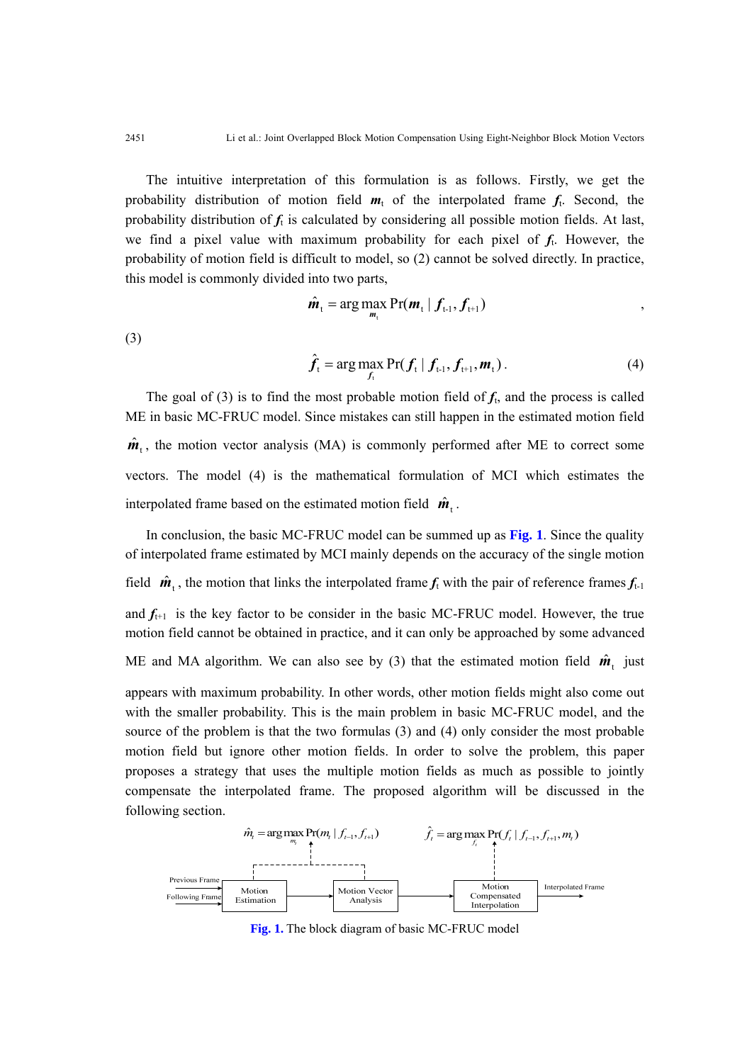The intuitive interpretation of this formulation is as follows. Firstly, we get the probability distribution of motion field $\boldsymbol{m}_t$ of the interpolated frame $\boldsymbol{f}_t$. Second, the probability distribution of $\boldsymbol{f}_t$ is calculated by considering all possible motion fields. At last, we find a pixel value with maximum probability for each pixel of $\boldsymbol{f}_t$. However, the probability of motion field is difficult to model, so (2) cannot be solved directly. In practice, this model is commonly divided into two parts,

$$\hat{\boldsymbol{m}}_t = \arg\max_{\boldsymbol{m}_t} \Pr(\boldsymbol{m}_t \mid \boldsymbol{f}_{t-1}, \boldsymbol{f}_{t+1}) \quad , \tag{3}$$

$$\hat{\boldsymbol{f}}_t = \arg\max_{\boldsymbol{f}_t} \Pr(\boldsymbol{f}_t \mid \boldsymbol{f}_{t-1}, \boldsymbol{f}_{t+1}, \boldsymbol{m}_t) . \tag{4}$$

The goal of (3) is to find the most probable motion field of $\boldsymbol{f}_t$, and the process is called ME in basic MC-FRUC model. Since mistakes can still happen in the estimated motion field $\hat{\boldsymbol{m}}_t$, the motion vector analysis (MA) is commonly performed after ME to correct some vectors. The model (4) is the mathematical formulation of MCI which estimates the interpolated frame based on the estimated motion field $\hat{\boldsymbol{m}}_t$.

In conclusion, the basic MC-FRUC model can be summed up as **Fig. 1**. Since the quality of interpolated frame estimated by MCI mainly depends on the accuracy of the single motion field $\hat{\boldsymbol{m}}_t$, the motion that links the interpolated frame $\boldsymbol{f}_t$ with the pair of reference frames $\boldsymbol{f}_{t-1}$ and $\boldsymbol{f}_{t+1}$ is the key factor to be consider in the basic MC-FRUC model. However, the true motion field cannot be obtained in practice, and it can only be approached by some advanced ME and MA algorithm. We can also see by (3) that the estimated motion field $\hat{\boldsymbol{m}}_t$ just appears with maximum probability. In other words, other motion fields might also come out with the smaller probability. This is the main problem in basic MC-FRUC model, and the source of the problem is that the two formulas (3) and (4) only consider the most probable motion field but ignore other motion fields. In order to solve the problem, this paper proposes a strategy that uses the multiple motion fields as much as possible to jointly compensate the interpolated frame. The proposed algorithm will be discussed in the following section.

$\hat{m}_t = \arg\max_{m_t} \Pr(m_t \mid f_{t-1}, f_{t+1})$ $\qquad$ $\hat{f}_t = \arg\max_{f_t} \Pr(f_t \mid f_{t-1}, f_{t+1}, m_t)$

Previous Frame, Following Frame → Motion Estimation → Motion Vector Analysis → Motion Compensated Interpolation → Interpolated Frame

**Fig. 1.** The block diagram of basic MC-FRUC model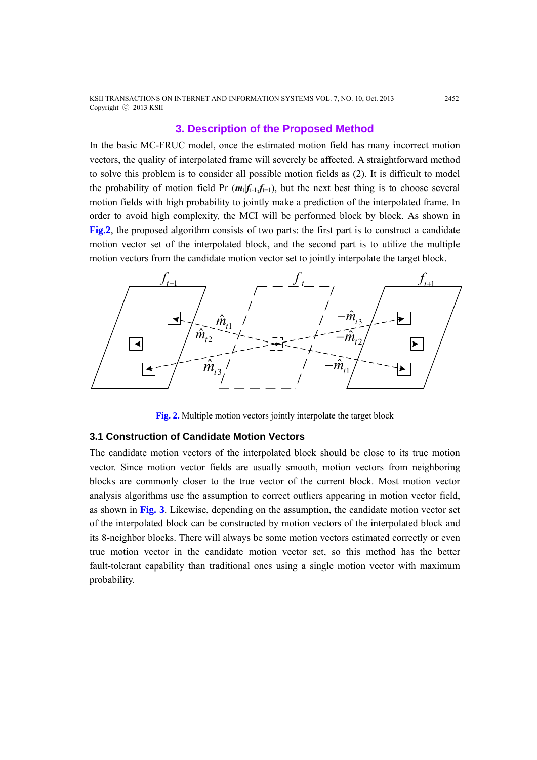## 3. Description of the Proposed Method

In the basic MC-FRUC model, once the estimated motion field has many incorrect motion vectors, the quality of interpolated frame will severely be affected. A straightforward method to solve this problem is to consider all possible motion fields as (2). It is difficult to model the probability of motion field Pr $(\boldsymbol{m}_t|\boldsymbol{f}_{t-1},\boldsymbol{f}_{t+1})$, but the next best thing is to choose several motion fields with high probability to jointly make a prediction of the interpolated frame. In order to avoid high complexity, the MCI will be performed block by block. As shown in **Fig.2**, the proposed algorithm consists of two parts: the first part is to construct a candidate motion vector set of the interpolated block, and the second part is to utilize the multiple motion vectors from the candidate motion vector set to jointly interpolate the target block.

**Fig. 2.** Multiple motion vectors jointly interpolate the target block

### 3.1 Construction of Candidate Motion Vectors

The candidate motion vectors of the interpolated block should be close to its true motion vector. Since motion vector fields are usually smooth, motion vectors from neighboring blocks are commonly closer to the true vector of the current block. Most motion vector analysis algorithms use the assumption to correct outliers appearing in motion vector field, as shown in **Fig. 3**. Likewise, depending on the assumption, the candidate motion vector set of the interpolated block can be constructed by motion vectors of the interpolated block and its 8-neighbor blocks. There will always be some motion vectors estimated correctly or even true motion vector in the candidate motion vector set, so this method has the better fault-tolerant capability than traditional ones using a single motion vector with maximum probability.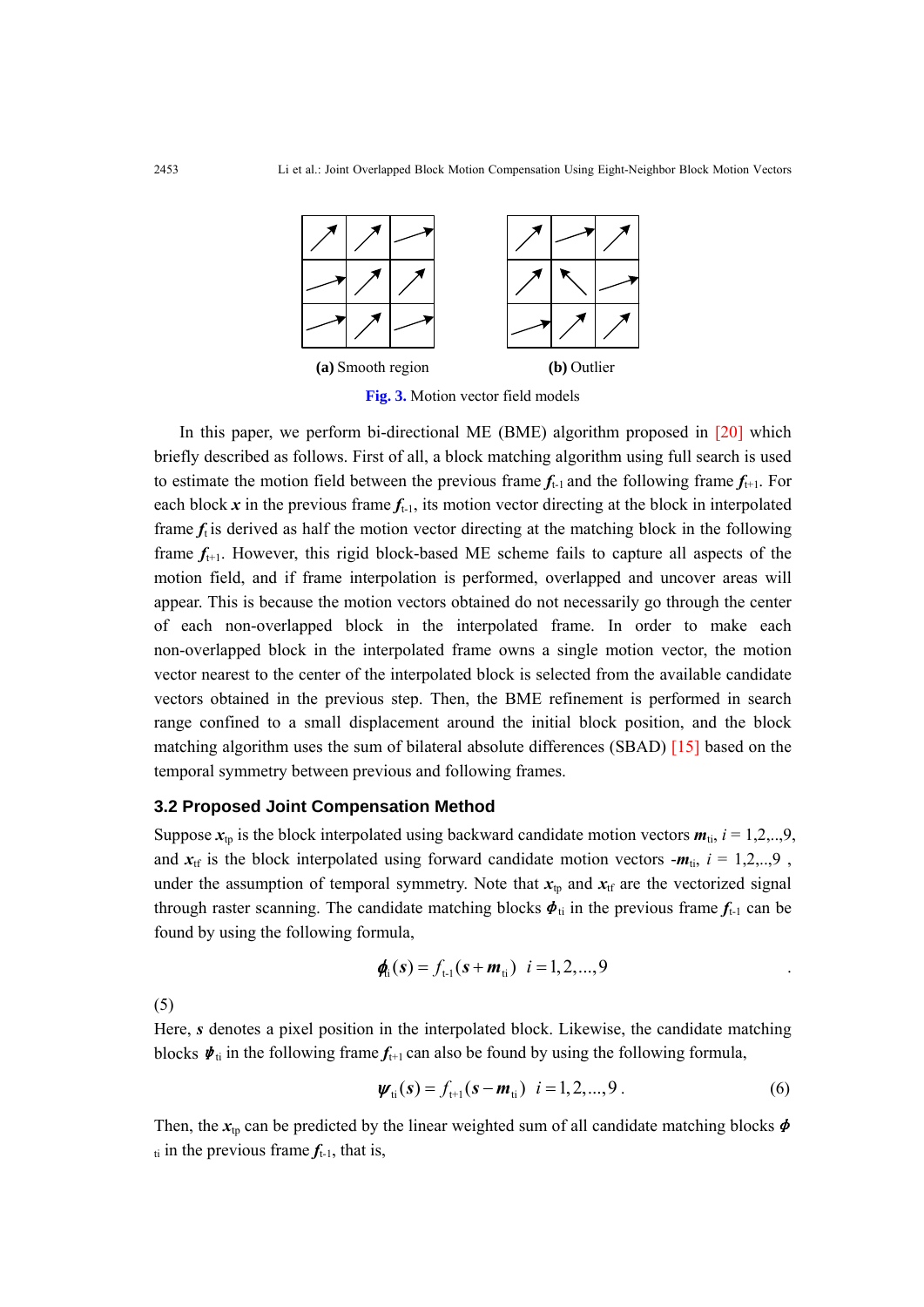(a) Smooth region (b) Outlier

**Fig. 3.** Motion vector field models

In this paper, we perform bi-directional ME (BME) algorithm proposed in [20] which briefly described as follows. First of all, a block matching algorithm using full search is used to estimate the motion field between the previous frame $\boldsymbol{f}_{t-1}$ and the following frame $\boldsymbol{f}_{t+1}$. For each block $\boldsymbol{x}$ in the previous frame $\boldsymbol{f}_{t-1}$, its motion vector directing at the block in interpolated frame $\boldsymbol{f}_t$ is derived as half the motion vector directing at the matching block in the following frame $\boldsymbol{f}_{t+1}$. However, this rigid block-based ME scheme fails to capture all aspects of the motion field, and if frame interpolation is performed, overlapped and uncover areas will appear. This is because the motion vectors obtained do not necessarily go through the center of each non-overlapped block in the interpolated frame. In order to make each non-overlapped block in the interpolated frame owns a single motion vector, the motion vector nearest to the center of the interpolated block is selected from the available candidate vectors obtained in the previous step. Then, the BME refinement is performed in search range confined to a small displacement around the initial block position, and the block matching algorithm uses the sum of bilateral absolute differences (SBAD) [15] based on the temporal symmetry between previous and following frames.

### 3.2 Proposed Joint Compensation Method

Suppose $\boldsymbol{x}_{tp}$ is the block interpolated using backward candidate motion vectors $\boldsymbol{m}_{ti}$, $i = 1,2,..,9$, and $\boldsymbol{x}_{tf}$ is the block interpolated using forward candidate motion vectors $-\boldsymbol{m}_{ti}$, $i = 1,2,..,9$ , under the assumption of temporal symmetry. Note that $\boldsymbol{x}_{tp}$ and $\boldsymbol{x}_{tf}$ are the vectorized signal through raster scanning. The candidate matching blocks $\boldsymbol{\phi}_{ti}$ in the previous frame $\boldsymbol{f}_{t-1}$ can be found by using the following formula,

$$\boldsymbol{\phi}_{ti}(\boldsymbol{s}) = f_{t-1}(\boldsymbol{s} + \boldsymbol{m}_{ti}) \quad i = 1,2,...,9 \tag{5}$$

Here, $\boldsymbol{s}$ denotes a pixel position in the interpolated block. Likewise, the candidate matching blocks $\boldsymbol{\psi}_{ti}$ in the following frame $\boldsymbol{f}_{t+1}$ can also be found by using the following formula,

$$\boldsymbol{\psi}_{ti}(\boldsymbol{s}) = f_{t+1}(\boldsymbol{s} - \boldsymbol{m}_{ti}) \quad i = 1,2,...,9 \,. \tag{6}$$

Then, the $\boldsymbol{x}_{tp}$ can be predicted by the linear weighted sum of all candidate matching blocks $\boldsymbol{\phi}_{ti}$ in the previous frame $\boldsymbol{f}_{t-1}$, that is,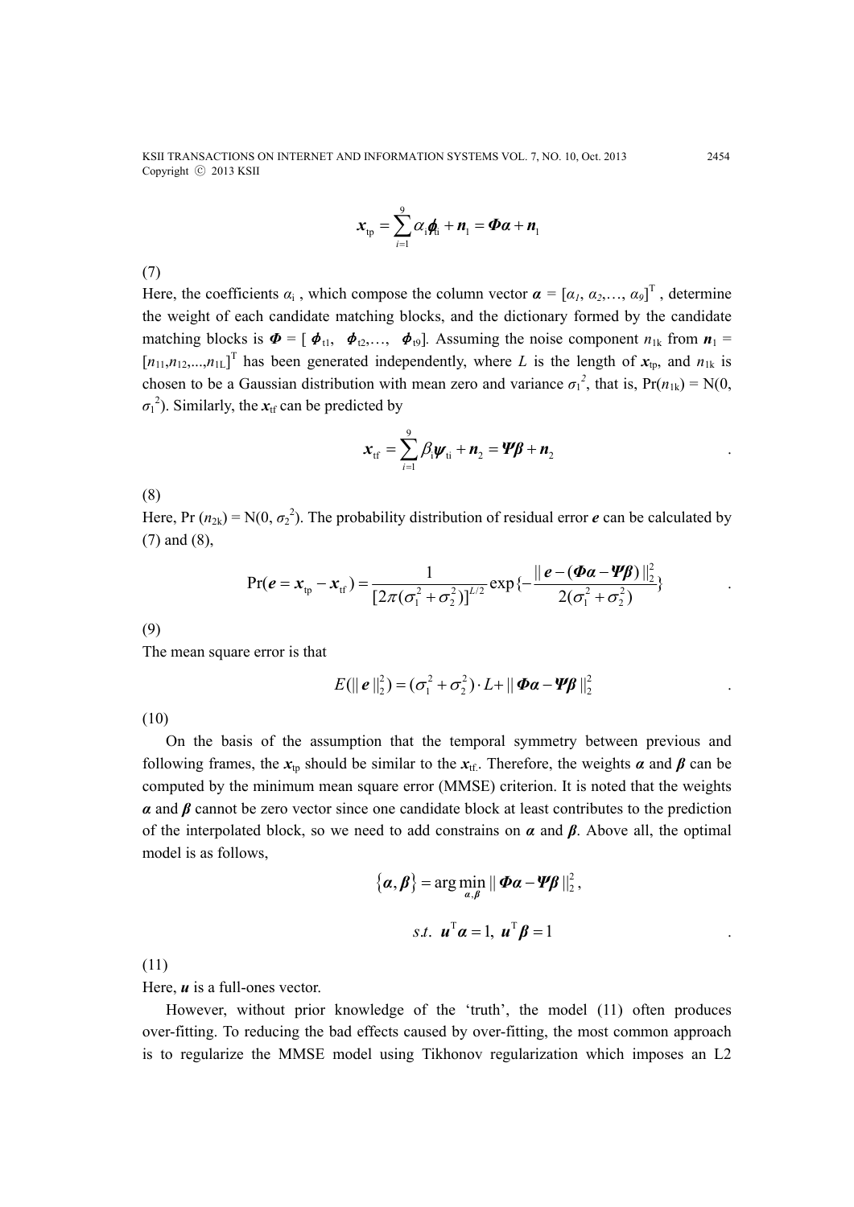$$\boldsymbol{x}_{\text{tp}} = \sum_{i=1}^{9} \alpha_i \boldsymbol{\phi}_{\text{ti}} + \boldsymbol{n}_1 = \boldsymbol{\Phi}\boldsymbol{\alpha} + \boldsymbol{n}_1$$

(7)

Here, the coefficients $\alpha_i$ , which compose the column vector $\boldsymbol{\alpha} = [\alpha_1, \alpha_2,\ldots, \alpha_9]^{\text{T}}$ , determine the weight of each candidate matching blocks, and the dictionary formed by the candidate matching blocks is $\boldsymbol{\Phi} = [\boldsymbol{\phi}_{\text{t1}}, \boldsymbol{\phi}_{\text{t2}},\ldots, \boldsymbol{\phi}_{\text{t9}}]$. Assuming the noise component $n_{1\text{k}}$ from $\boldsymbol{n}_1 = [n_{11},n_{12},...,n_{1\text{L}}]^{\text{T}}$ has been generated independently, where $L$ is the length of $\boldsymbol{x}_{\text{tp}}$, and $n_{1\text{k}}$ is chosen to be a Gaussian distribution with mean zero and variance $\sigma_1^2$, that is, $\Pr(n_{1\text{k}}) = \text{N}(0, \sigma_1^2)$. Similarly, the $\boldsymbol{x}_{\text{tf}}$ can be predicted by

$$\boldsymbol{x}_{\text{tf}} = \sum_{i=1}^{9} \beta_i \boldsymbol{\psi}_{\text{ti}} + \boldsymbol{n}_2 = \boldsymbol{\Psi}\boldsymbol{\beta} + \boldsymbol{n}_2 \quad .$$

(8)

Here, $\Pr(n_{2\text{k}}) = \text{N}(0, \sigma_2^2)$. The probability distribution of residual error $\boldsymbol{e}$ can be calculated by (7) and (8),

$$\Pr(\boldsymbol{e} = \boldsymbol{x}_{\text{tp}} - \boldsymbol{x}_{\text{tf}}) = \frac{1}{[2\pi(\sigma_1^2 + \sigma_2^2)]^{L/2}} \exp\{-\frac{\| \boldsymbol{e} - (\boldsymbol{\Phi}\boldsymbol{\alpha} - \boldsymbol{\Psi}\boldsymbol{\beta}) \|_2^2}{2(\sigma_1^2 + \sigma_2^2)}\} \quad .$$

(9)

The mean square error is that

$$E(\| \boldsymbol{e} \|_2^2) = (\sigma_1^2 + \sigma_2^2) \cdot L + \| \boldsymbol{\Phi}\boldsymbol{\alpha} - \boldsymbol{\Psi}\boldsymbol{\beta} \|_2^2 \quad .$$

(10)

On the basis of the assumption that the temporal symmetry between previous and following frames, the $\boldsymbol{x}_{\text{tp}}$ should be similar to the $\boldsymbol{x}_{\text{tf}}$. Therefore, the weights $\boldsymbol{\alpha}$ and $\boldsymbol{\beta}$ can be computed by the minimum mean square error (MMSE) criterion. It is noted that the weights $\boldsymbol{\alpha}$ and $\boldsymbol{\beta}$ cannot be zero vector since one candidate block at least contributes to the prediction of the interpolated block, so we need to add constrains on $\boldsymbol{\alpha}$ and $\boldsymbol{\beta}$. Above all, the optimal model is as follows,

$$\{\boldsymbol{\alpha}, \boldsymbol{\beta}\} = \arg\min_{\boldsymbol{\alpha},\boldsymbol{\beta}} \| \boldsymbol{\Phi}\boldsymbol{\alpha} - \boldsymbol{\Psi}\boldsymbol{\beta} \|_2^2 ,$$

$$s.t. \;\; \boldsymbol{u}^{\text{T}}\boldsymbol{\alpha} = 1, \; \boldsymbol{u}^{\text{T}}\boldsymbol{\beta} = 1 \quad .$$

(11)

Here, $\boldsymbol{u}$ is a full-ones vector.

However, without prior knowledge of the 'truth', the model (11) often produces over-fitting. To reducing the bad effects caused by over-fitting, the most common approach is to regularize the MMSE model using Tikhonov regularization which imposes an L2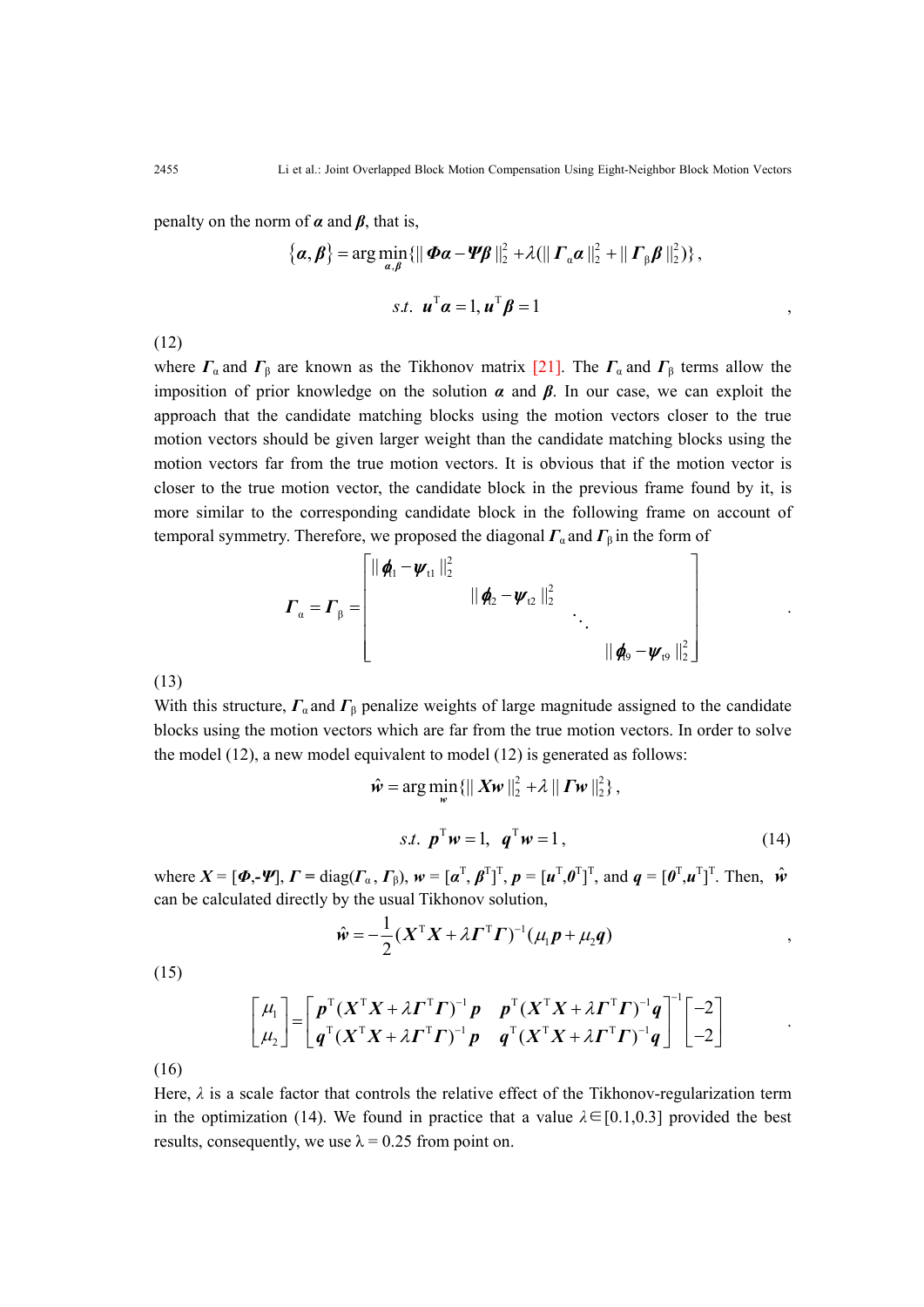penalty on the norm of $\boldsymbol{\alpha}$ and $\boldsymbol{\beta}$, that is,

$$\{\boldsymbol{\alpha},\boldsymbol{\beta}\} = \arg\min_{\boldsymbol{\alpha},\boldsymbol{\beta}} \{\|\boldsymbol{\Phi\alpha} - \boldsymbol{\Psi\beta}\|_2^2 + \lambda(\|\boldsymbol{\Gamma}_{\alpha}\boldsymbol{\alpha}\|_2^2 + \|\boldsymbol{\Gamma}_{\beta}\boldsymbol{\beta}\|_2^2)\},$$

$$s.t.\ \ \boldsymbol{u}^{\mathrm{T}}\boldsymbol{\alpha} = 1, \boldsymbol{u}^{\mathrm{T}}\boldsymbol{\beta} = 1 \tag{12}$$

where $\boldsymbol{\Gamma}_{\alpha}$ and $\boldsymbol{\Gamma}_{\beta}$ are known as the Tikhonov matrix [21]. The $\boldsymbol{\Gamma}_{\alpha}$ and $\boldsymbol{\Gamma}_{\beta}$ terms allow the imposition of prior knowledge on the solution $\boldsymbol{\alpha}$ and $\boldsymbol{\beta}$. In our case, we can exploit the approach that the candidate matching blocks using the motion vectors closer to the true motion vectors should be given larger weight than the candidate matching blocks using the motion vectors far from the true motion vectors. It is obvious that if the motion vector is closer to the true motion vector, the candidate block in the previous frame found by it, is more similar to the corresponding candidate block in the following frame on account of temporal symmetry. Therefore, we proposed the diagonal $\boldsymbol{\Gamma}_{\alpha}$ and $\boldsymbol{\Gamma}_{\beta}$ in the form of

$$\boldsymbol{\Gamma}_{\alpha} = \boldsymbol{\Gamma}_{\beta} = \begin{bmatrix} \|\boldsymbol{\phi}_{t1} - \boldsymbol{\psi}_{t1}\|_2^2 & & & \\ & \|\boldsymbol{\phi}_{t2} - \boldsymbol{\psi}_{t2}\|_2^2 & & \\ & & \ddots & \\ & & & \|\boldsymbol{\phi}_{t9} - \boldsymbol{\psi}_{t9}\|_2^2 \end{bmatrix}. \tag{13}$$

With this structure, $\boldsymbol{\Gamma}_{\alpha}$ and $\boldsymbol{\Gamma}_{\beta}$ penalize weights of large magnitude assigned to the candidate blocks using the motion vectors which are far from the true motion vectors. In order to solve the model (12), a new model equivalent to model (12) is generated as follows:

$$\hat{\boldsymbol{w}} = \arg\min_{\boldsymbol{w}} \{\|\boldsymbol{Xw}\|_2^2 + \lambda\|\boldsymbol{\Gamma w}\|_2^2\},$$

$$s.t.\ \ \boldsymbol{p}^{\mathrm{T}}\boldsymbol{w} = 1,\ \ \boldsymbol{q}^{\mathrm{T}}\boldsymbol{w} = 1, \tag{14}$$

where $\boldsymbol{X} = [\boldsymbol{\Phi}, -\boldsymbol{\Psi}]$, $\boldsymbol{\Gamma} = \mathrm{diag}(\boldsymbol{\Gamma}_{\alpha}, \boldsymbol{\Gamma}_{\beta})$, $\boldsymbol{w} = [\boldsymbol{\alpha}^{\mathrm{T}}, \boldsymbol{\beta}^{\mathrm{T}}]^{\mathrm{T}}$, $\boldsymbol{p} = [\boldsymbol{u}^{\mathrm{T}}, \boldsymbol{0}^{\mathrm{T}}]^{\mathrm{T}}$, and $\boldsymbol{q} = [\boldsymbol{0}^{\mathrm{T}}, \boldsymbol{u}^{\mathrm{T}}]^{\mathrm{T}}$. Then, $\hat{\boldsymbol{w}}$ can be calculated directly by the usual Tikhonov solution,

$$\hat{\boldsymbol{w}} = -\frac{1}{2}(\boldsymbol{X}^{\mathrm{T}}\boldsymbol{X} + \lambda\boldsymbol{\Gamma}^{\mathrm{T}}\boldsymbol{\Gamma})^{-1}(\mu_1\boldsymbol{p} + \mu_2\boldsymbol{q}) \tag{15}$$

$$\begin{bmatrix} \mu_1 \\ \mu_2 \end{bmatrix} = \begin{bmatrix} \boldsymbol{p}^{\mathrm{T}}(\boldsymbol{X}^{\mathrm{T}}\boldsymbol{X} + \lambda\boldsymbol{\Gamma}^{\mathrm{T}}\boldsymbol{\Gamma})^{-1}\boldsymbol{p} & \boldsymbol{p}^{\mathrm{T}}(\boldsymbol{X}^{\mathrm{T}}\boldsymbol{X} + \lambda\boldsymbol{\Gamma}^{\mathrm{T}}\boldsymbol{\Gamma})^{-1}\boldsymbol{q} \\ \boldsymbol{q}^{\mathrm{T}}(\boldsymbol{X}^{\mathrm{T}}\boldsymbol{X} + \lambda\boldsymbol{\Gamma}^{\mathrm{T}}\boldsymbol{\Gamma})^{-1}\boldsymbol{p} & \boldsymbol{q}^{\mathrm{T}}(\boldsymbol{X}^{\mathrm{T}}\boldsymbol{X} + \lambda\boldsymbol{\Gamma}^{\mathrm{T}}\boldsymbol{\Gamma})^{-1}\boldsymbol{q} \end{bmatrix}^{-1} \begin{bmatrix} -2 \\ -2 \end{bmatrix}. \tag{16}$$

Here, $\lambda$ is a scale factor that controls the relative effect of the Tikhonov-regularization term in the optimization (14). We found in practice that a value $\lambda \in [0.1, 0.3]$ provided the best results, consequently, we use $\lambda = 0.25$ from point on.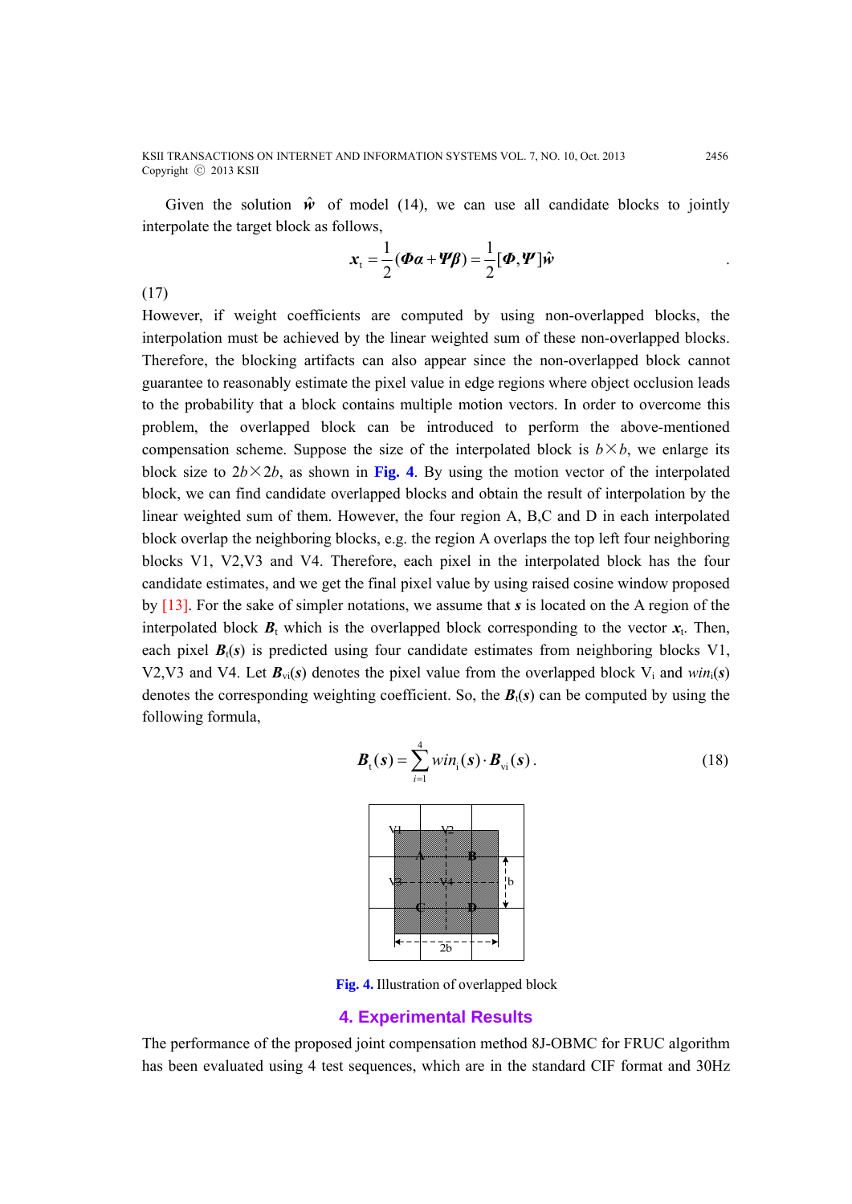Given the solution $\hat{\boldsymbol{w}}$ of model (14), we can use all candidate blocks to jointly interpolate the target block as follows,

$$\boldsymbol{x}_{\mathrm{t}} = \frac{1}{2}(\boldsymbol{\Phi}\boldsymbol{\alpha} + \boldsymbol{\Psi}\boldsymbol{\beta}) = \frac{1}{2}[\boldsymbol{\Phi}, \boldsymbol{\Psi}]\hat{\boldsymbol{w}} \tag{17}$$

However, if weight coefficients are computed by using non-overlapped blocks, the interpolation must be achieved by the linear weighted sum of these non-overlapped blocks. Therefore, the blocking artifacts can also appear since the non-overlapped block cannot guarantee to reasonably estimate the pixel value in edge regions where object occlusion leads to the probability that a block contains multiple motion vectors. In order to overcome this problem, the overlapped block can be introduced to perform the above-mentioned compensation scheme. Suppose the size of the interpolated block is $b \times b$, we enlarge its block size to $2b \times 2b$, as shown in **Fig. 4**. By using the motion vector of the interpolated block, we can find candidate overlapped blocks and obtain the result of interpolation by the linear weighted sum of them. However, the four region A, B,C and D in each interpolated block overlap the neighboring blocks, e.g. the region A overlaps the top left four neighboring blocks V1, V2,V3 and V4. Therefore, each pixel in the interpolated block has the four candidate estimates, and we get the final pixel value by using raised cosine window proposed by [13]. For the sake of simpler notations, we assume that $\boldsymbol{s}$ is located on the A region of the interpolated block $\boldsymbol{B}_{\mathrm{t}}$ which is the overlapped block corresponding to the vector $\boldsymbol{x}_{\mathrm{t}}$. Then, each pixel $\boldsymbol{B}_{\mathrm{t}}(\boldsymbol{s})$ is predicted using four candidate estimates from neighboring blocks V1, V2,V3 and V4. Let $\boldsymbol{B}_{\mathrm{v}i}(\boldsymbol{s})$ denotes the pixel value from the overlapped block $\mathrm{V}_i$ and $win_i(\boldsymbol{s})$ denotes the corresponding weighting coefficient. So, the $\boldsymbol{B}_{\mathrm{t}}(\boldsymbol{s})$ can be computed by using the following formula,

$$\boldsymbol{B}_{\mathrm{t}}(\boldsymbol{s}) = \sum_{i=1}^{4} win_i(\boldsymbol{s}) \cdot \boldsymbol{B}_{\mathrm{v}i}(\boldsymbol{s}). \tag{18}$$

**Fig. 4.** Illustration of overlapped block

## 4. Experimental Results

The performance of the proposed joint compensation method 8J-OBMC for FRUC algorithm has been evaluated using 4 test sequences, which are in the standard CIF format and 30Hz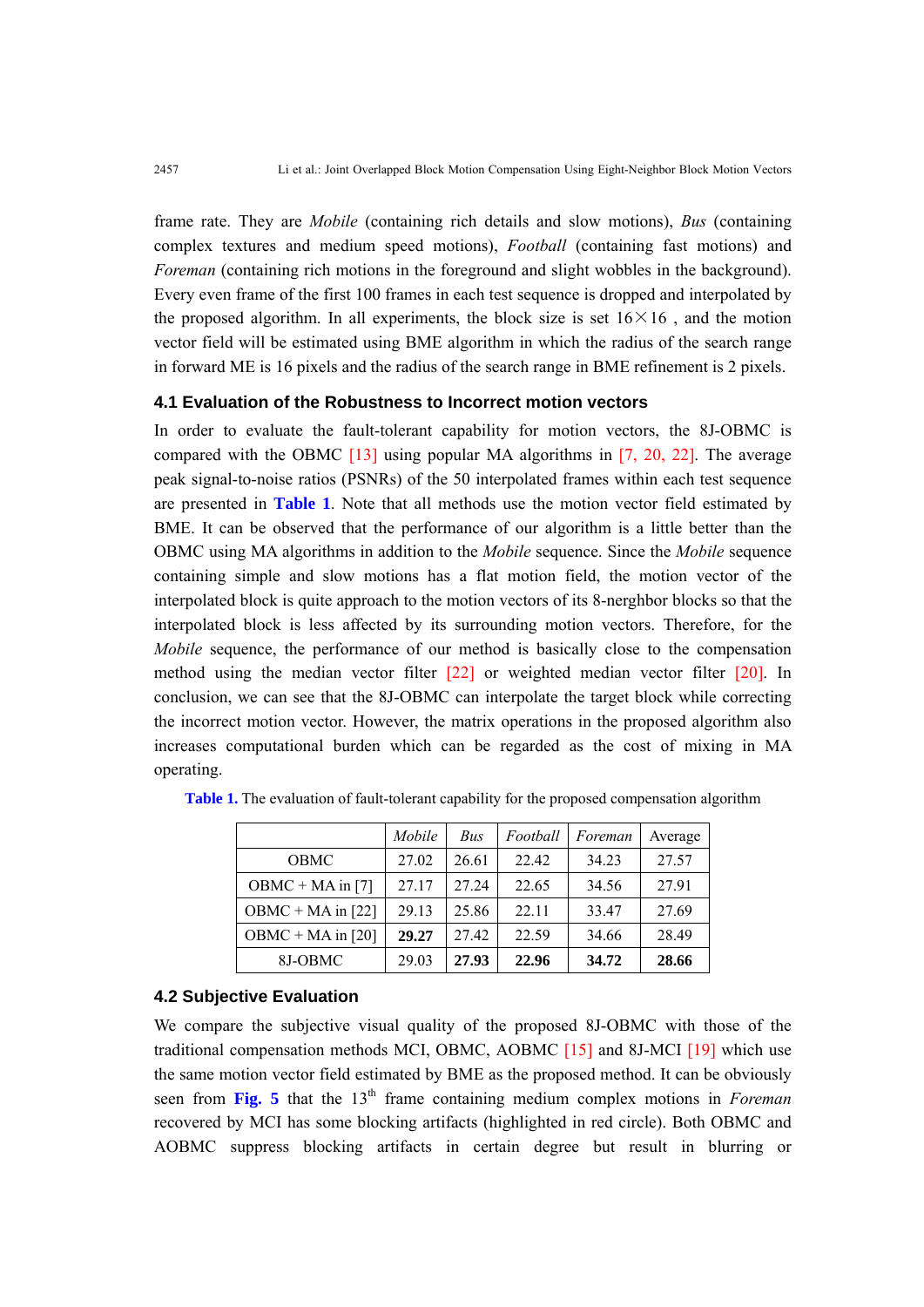frame rate. They are *Mobile* (containing rich details and slow motions), *Bus* (containing complex textures and medium speed motions), *Football* (containing fast motions) and *Foreman* (containing rich motions in the foreground and slight wobbles in the background). Every even frame of the first 100 frames in each test sequence is dropped and interpolated by the proposed algorithm. In all experiments, the block size is set $16 \times 16$ , and the motion vector field will be estimated using BME algorithm in which the radius of the search range in forward ME is 16 pixels and the radius of the search range in BME refinement is 2 pixels.

### 4.1 Evaluation of the Robustness to Incorrect motion vectors

In order to evaluate the fault-tolerant capability for motion vectors, the 8J-OBMC is compared with the OBMC [13] using popular MA algorithms in [7, 20, 22]. The average peak signal-to-noise ratios (PSNRs) of the 50 interpolated frames within each test sequence are presented in **Table 1**. Note that all methods use the motion vector field estimated by BME. It can be observed that the performance of our algorithm is a little better than the OBMC using MA algorithms in addition to the *Mobile* sequence. Since the *Mobile* sequence containing simple and slow motions has a flat motion field, the motion vector of the interpolated block is quite approach to the motion vectors of its 8-nerghbor blocks so that the interpolated block is less affected by its surrounding motion vectors. Therefore, for the *Mobile* sequence, the performance of our method is basically close to the compensation method using the median vector filter [22] or weighted median vector filter [20]. In conclusion, we can see that the 8J-OBMC can interpolate the target block while correcting the incorrect motion vector. However, the matrix operations in the proposed algorithm also increases computational burden which can be regarded as the cost of mixing in MA operating.

**Table 1.** The evaluation of fault-tolerant capability for the proposed compensation algorithm

| | *Mobile* | *Bus* | *Football* | *Foreman* | Average |
|---|---|---|---|---|---|
| OBMC | 27.02 | 26.61 | 22.42 | 34.23 | 27.57 |
| OBMC + MA in [7] | 27.17 | 27.24 | 22.65 | 34.56 | 27.91 |
| OBMC + MA in [22] | 29.13 | 25.86 | 22.11 | 33.47 | 27.69 |
| OBMC + MA in [20] | **29.27** | 27.42 | 22.59 | 34.66 | 28.49 |
| 8J-OBMC | 29.03 | **27.93** | **22.96** | **34.72** | **28.66** |

### 4.2 Subjective Evaluation

We compare the subjective visual quality of the proposed 8J-OBMC with those of the traditional compensation methods MCI, OBMC, AOBMC [15] and 8J-MCI [19] which use the same motion vector field estimated by BME as the proposed method. It can be obviously seen from **Fig. 5** that the 13th frame containing medium complex motions in *Foreman* recovered by MCI has some blocking artifacts (highlighted in red circle). Both OBMC and AOBMC suppress blocking artifacts in certain degree but result in blurring or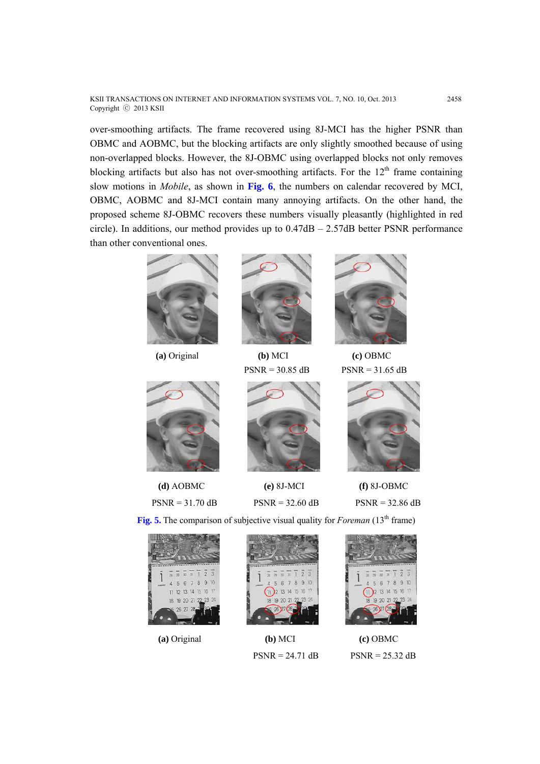over-smoothing artifacts. The frame recovered using 8J-MCI has the higher PSNR than OBMC and AOBMC, but the blocking artifacts are only slightly smoothed because of using non-overlapped blocks. However, the 8J-OBMC using overlapped blocks not only removes blocking artifacts but also has not over-smoothing artifacts. For the 12th frame containing slow motions in *Mobile*, as shown in **Fig. 6**, the numbers on calendar recovered by MCI, OBMC, AOBMC and 8J-MCI contain many annoying artifacts. On the other hand, the proposed scheme 8J-OBMC recovers these numbers visually pleasantly (highlighted in red circle). In additions, our method provides up to 0.47dB – 2.57dB better PSNR performance than other conventional ones.

**(a)** Original

**(b)** MCI
PSNR = 30.85 dB

**(c)** OBMC
PSNR = 31.65 dB

**(d)** AOBMC
PSNR = 31.70 dB

**(e)** 8J-MCI
PSNR = 32.60 dB

**(f)** 8J-OBMC
PSNR = 32.86 dB

**Fig. 5.** The comparison of subjective visual quality for *Foreman* (13th frame)

**(a)** Original

**(b)** MCI
PSNR = 24.71 dB

**(c)** OBMC
PSNR = 25.32 dB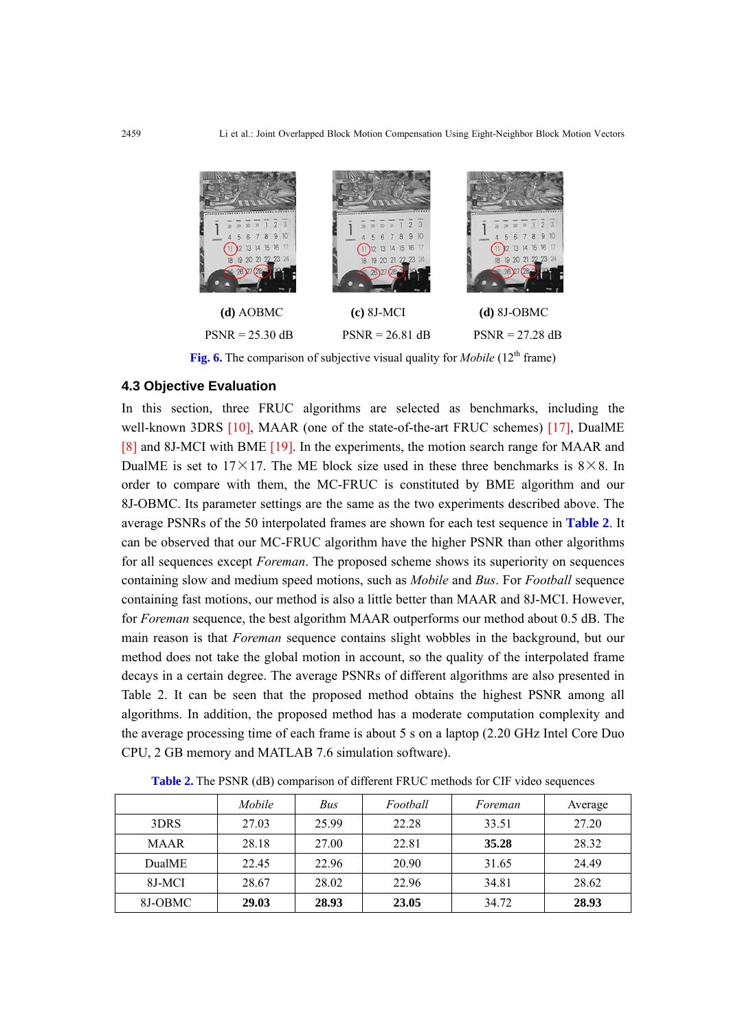(d) AOBMC PSNR = 25.30 dB | (c) 8J-MCI PSNR = 26.81 dB | (d) 8J-OBMC PSNR = 27.28 dB

**Fig. 6.** The comparison of subjective visual quality for *Mobile* (12th frame)

### 4.3 Objective Evaluation

In this section, three FRUC algorithms are selected as benchmarks, including the well-known 3DRS [10], MAAR (one of the state-of-the-art FRUC schemes) [17], DualME [8] and 8J-MCI with BME [19]. In the experiments, the motion search range for MAAR and DualME is set to 17×17. The ME block size used in these three benchmarks is 8×8. In order to compare with them, the MC-FRUC is constituted by BME algorithm and our 8J-OBMC. Its parameter settings are the same as the two experiments described above. The average PSNRs of the 50 interpolated frames are shown for each test sequence in **Table 2**. It can be observed that our MC-FRUC algorithm have the higher PSNR than other algorithms for all sequences except *Foreman*. The proposed scheme shows its superiority on sequences containing slow and medium speed motions, such as *Mobile* and *Bus*. For *Football* sequence containing fast motions, our method is also a little better than MAAR and 8J-MCI. However, for *Foreman* sequence, the best algorithm MAAR outperforms our method about 0.5 dB. The main reason is that *Foreman* sequence contains slight wobbles in the background, but our method does not take the global motion in account, so the quality of the interpolated frame decays in a certain degree. The average PSNRs of different algorithms are also presented in Table 2. It can be seen that the proposed method obtains the highest PSNR among all algorithms. In addition, the proposed method has a moderate computation complexity and the average processing time of each frame is about 5 s on a laptop (2.20 GHz Intel Core Duo CPU, 2 GB memory and MATLAB 7.6 simulation software).

**Table 2.** The PSNR (dB) comparison of different FRUC methods for CIF video sequences

| | *Mobile* | *Bus* | *Football* | *Foreman* | Average |
|---|---|---|---|---|---|
| 3DRS | 27.03 | 25.99 | 22.28 | 33.51 | 27.20 |
| MAAR | 28.18 | 27.00 | 22.81 | **35.28** | 28.32 |
| DualME | 22.45 | 22.96 | 20.90 | 31.65 | 24.49 |
| 8J-MCI | 28.67 | 28.02 | 22.96 | 34.81 | 28.62 |
| 8J-OBMC | **29.03** | **28.93** | **23.05** | 34.72 | **28.93** |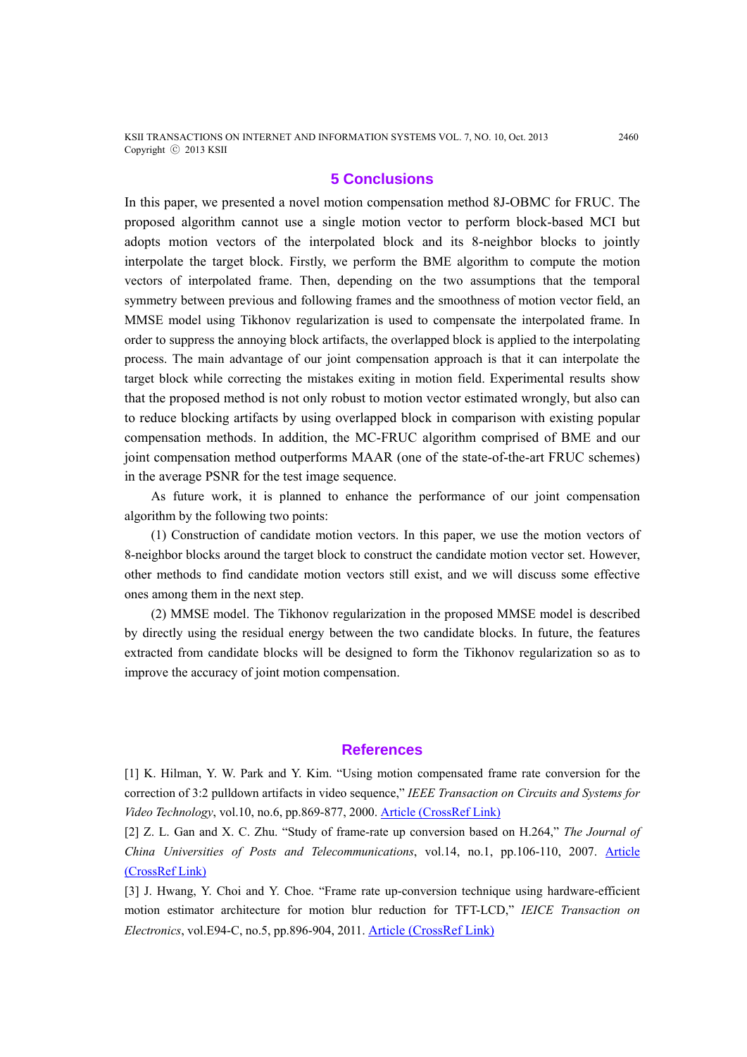## 5 Conclusions

In this paper, we presented a novel motion compensation method 8J-OBMC for FRUC. The proposed algorithm cannot use a single motion vector to perform block-based MCI but adopts motion vectors of the interpolated block and its 8-neighbor blocks to jointly interpolate the target block. Firstly, we perform the BME algorithm to compute the motion vectors of interpolated frame. Then, depending on the two assumptions that the temporal symmetry between previous and following frames and the smoothness of motion vector field, an MMSE model using Tikhonov regularization is used to compensate the interpolated frame. In order to suppress the annoying block artifacts, the overlapped block is applied to the interpolating process. The main advantage of our joint compensation approach is that it can interpolate the target block while correcting the mistakes exiting in motion field. Experimental results show that the proposed method is not only robust to motion vector estimated wrongly, but also can to reduce blocking artifacts by using overlapped block in comparison with existing popular compensation methods. In addition, the MC-FRUC algorithm comprised of BME and our joint compensation method outperforms MAAR (one of the state-of-the-art FRUC schemes) in the average PSNR for the test image sequence.

As future work, it is planned to enhance the performance of our joint compensation algorithm by the following two points:

(1) Construction of candidate motion vectors. In this paper, we use the motion vectors of 8-neighbor blocks around the target block to construct the candidate motion vector set. However, other methods to find candidate motion vectors still exist, and we will discuss some effective ones among them in the next step.

(2) MMSE model. The Tikhonov regularization in the proposed MMSE model is described by directly using the residual energy between the two candidate blocks. In future, the features extracted from candidate blocks will be designed to form the Tikhonov regularization so as to improve the accuracy of joint motion compensation.

## References

[1] K. Hilman, Y. W. Park and Y. Kim. "Using motion compensated frame rate conversion for the correction of 3:2 pulldown artifacts in video sequence," *IEEE Transaction on Circuits and Systems for Video Technology*, vol.10, no.6, pp.869-877, 2000. Article (CrossRef Link)

[2] Z. L. Gan and X. C. Zhu. "Study of frame-rate up conversion based on H.264," *The Journal of China Universities of Posts and Telecommunications*, vol.14, no.1, pp.106-110, 2007. Article (CrossRef Link)

[3] J. Hwang, Y. Choi and Y. Choe. "Frame rate up-conversion technique using hardware-efficient motion estimator architecture for motion blur reduction for TFT-LCD," *IEICE Transaction on Electronics*, vol.E94-C, no.5, pp.896-904, 2011. Article (CrossRef Link)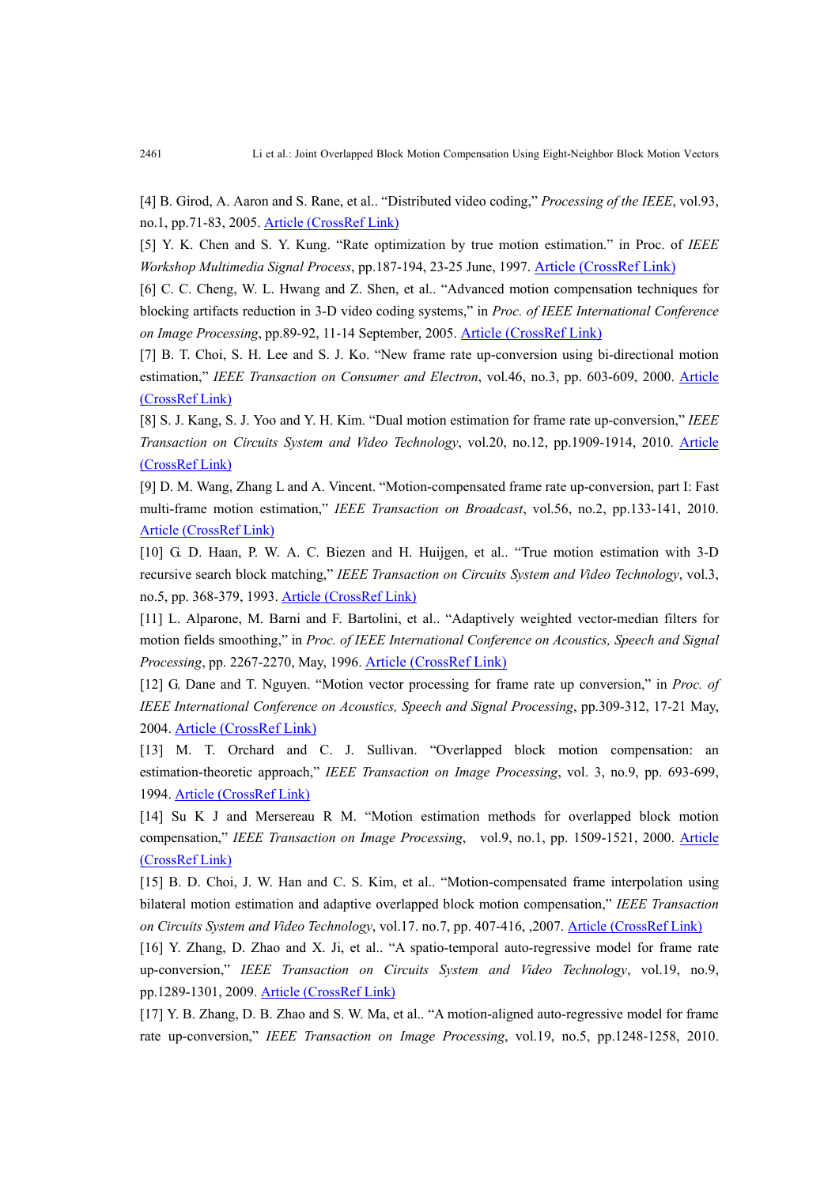[4] B. Girod, A. Aaron and S. Rane, et al.. "Distributed video coding," *Processing of the IEEE*, vol.93, no.1, pp.71-83, 2005. Article (CrossRef Link)

[5] Y. K. Chen and S. Y. Kung. "Rate optimization by true motion estimation." in Proc. of *IEEE Workshop Multimedia Signal Process*, pp.187-194, 23-25 June, 1997. Article (CrossRef Link)

[6] C. C. Cheng, W. L. Hwang and Z. Shen, et al.. "Advanced motion compensation techniques for blocking artifacts reduction in 3-D video coding systems," in *Proc. of IEEE International Conference on Image Processing*, pp.89-92, 11-14 September, 2005. Article (CrossRef Link)

[7] B. T. Choi, S. H. Lee and S. J. Ko. "New frame rate up-conversion using bi-directional motion estimation," *IEEE Transaction on Consumer and Electron*, vol.46, no.3, pp. 603-609, 2000. Article (CrossRef Link)

[8] S. J. Kang, S. J. Yoo and Y. H. Kim. "Dual motion estimation for frame rate up-conversion," *IEEE Transaction on Circuits System and Video Technology*, vol.20, no.12, pp.1909-1914, 2010. Article (CrossRef Link)

[9] D. M. Wang, Zhang L and A. Vincent. "Motion-compensated frame rate up-conversion, part I: Fast multi-frame motion estimation," *IEEE Transaction on Broadcast*, vol.56, no.2, pp.133-141, 2010. Article (CrossRef Link)

[10] G. D. Haan, P. W. A. C. Biezen and H. Huijgen, et al.. "True motion estimation with 3-D recursive search block matching," *IEEE Transaction on Circuits System and Video Technology*, vol.3, no.5, pp. 368-379, 1993. Article (CrossRef Link)

[11] L. Alparone, M. Barni and F. Bartolini, et al.. "Adaptively weighted vector-median filters for motion fields smoothing," in *Proc. of IEEE International Conference on Acoustics, Speech and Signal Processing*, pp. 2267-2270, May, 1996. Article (CrossRef Link)

[12] G. Dane and T. Nguyen. "Motion vector processing for frame rate up conversion," in *Proc. of IEEE International Conference on Acoustics, Speech and Signal Processing*, pp.309-312, 17-21 May, 2004. Article (CrossRef Link)

[13] M. T. Orchard and C. J. Sullivan. "Overlapped block motion compensation: an estimation-theoretic approach," *IEEE Transaction on Image Processing*, vol. 3, no.9, pp. 693-699, 1994. Article (CrossRef Link)

[14] Su K J and Mersereau R M. "Motion estimation methods for overlapped block motion compensation," *IEEE Transaction on Image Processing*, vol.9, no.1, pp. 1509-1521, 2000. Article (CrossRef Link)

[15] B. D. Choi, J. W. Han and C. S. Kim, et al.. "Motion-compensated frame interpolation using bilateral motion estimation and adaptive overlapped block motion compensation," *IEEE Transaction on Circuits System and Video Technology*, vol.17. no.7, pp. 407-416, ,2007. Article (CrossRef Link)

[16] Y. Zhang, D. Zhao and X. Ji, et al.. "A spatio-temporal auto-regressive model for frame rate up-conversion," *IEEE Transaction on Circuits System and Video Technology*, vol.19, no.9, pp.1289-1301, 2009. Article (CrossRef Link)

[17] Y. B. Zhang, D. B. Zhao and S. W. Ma, et al.. "A motion-aligned auto-regressive model for frame rate up-conversion," *IEEE Transaction on Image Processing*, vol.19, no.5, pp.1248-1258, 2010.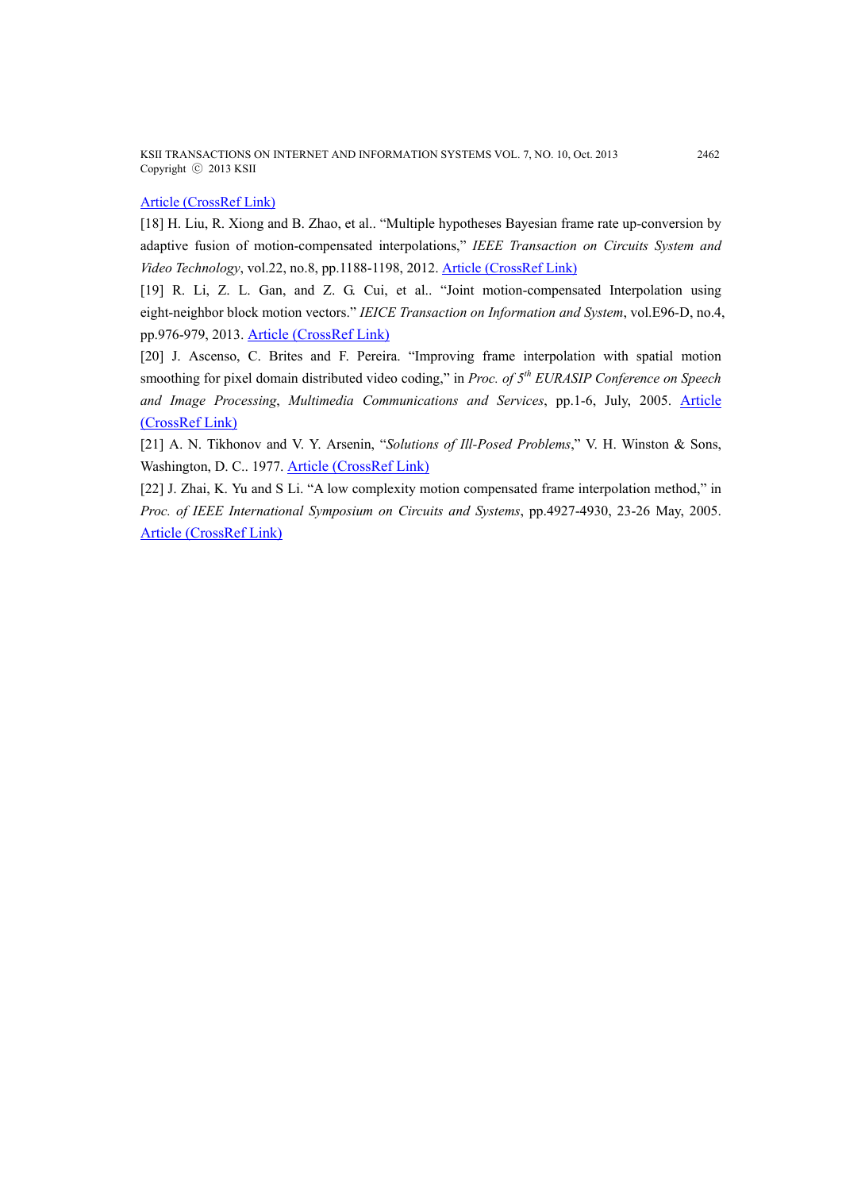Article (CrossRef Link)

[18] H. Liu, R. Xiong and B. Zhao, et al.. "Multiple hypotheses Bayesian frame rate up-conversion by adaptive fusion of motion-compensated interpolations," *IEEE Transaction on Circuits System and Video Technology*, vol.22, no.8, pp.1188-1198, 2012. Article (CrossRef Link)

[19] R. Li, Z. L. Gan, and Z. G. Cui, et al.. "Joint motion-compensated Interpolation using eight-neighbor block motion vectors." *IEICE Transaction on Information and System*, vol.E96-D, no.4, pp.976-979, 2013. Article (CrossRef Link)

[20] J. Ascenso, C. Brites and F. Pereira. "Improving frame interpolation with spatial motion smoothing for pixel domain distributed video coding," in *Proc. of 5th EURASIP Conference on Speech and Image Processing, Multimedia Communications and Services*, pp.1-6, July, 2005. Article (CrossRef Link)

[21] A. N. Tikhonov and V. Y. Arsenin, "*Solutions of Ill-Posed Problems*," V. H. Winston & Sons, Washington, D. C.. 1977. Article (CrossRef Link)

[22] J. Zhai, K. Yu and S Li. "A low complexity motion compensated frame interpolation method," in *Proc. of IEEE International Symposium on Circuits and Systems*, pp.4927-4930, 23-26 May, 2005. Article (CrossRef Link)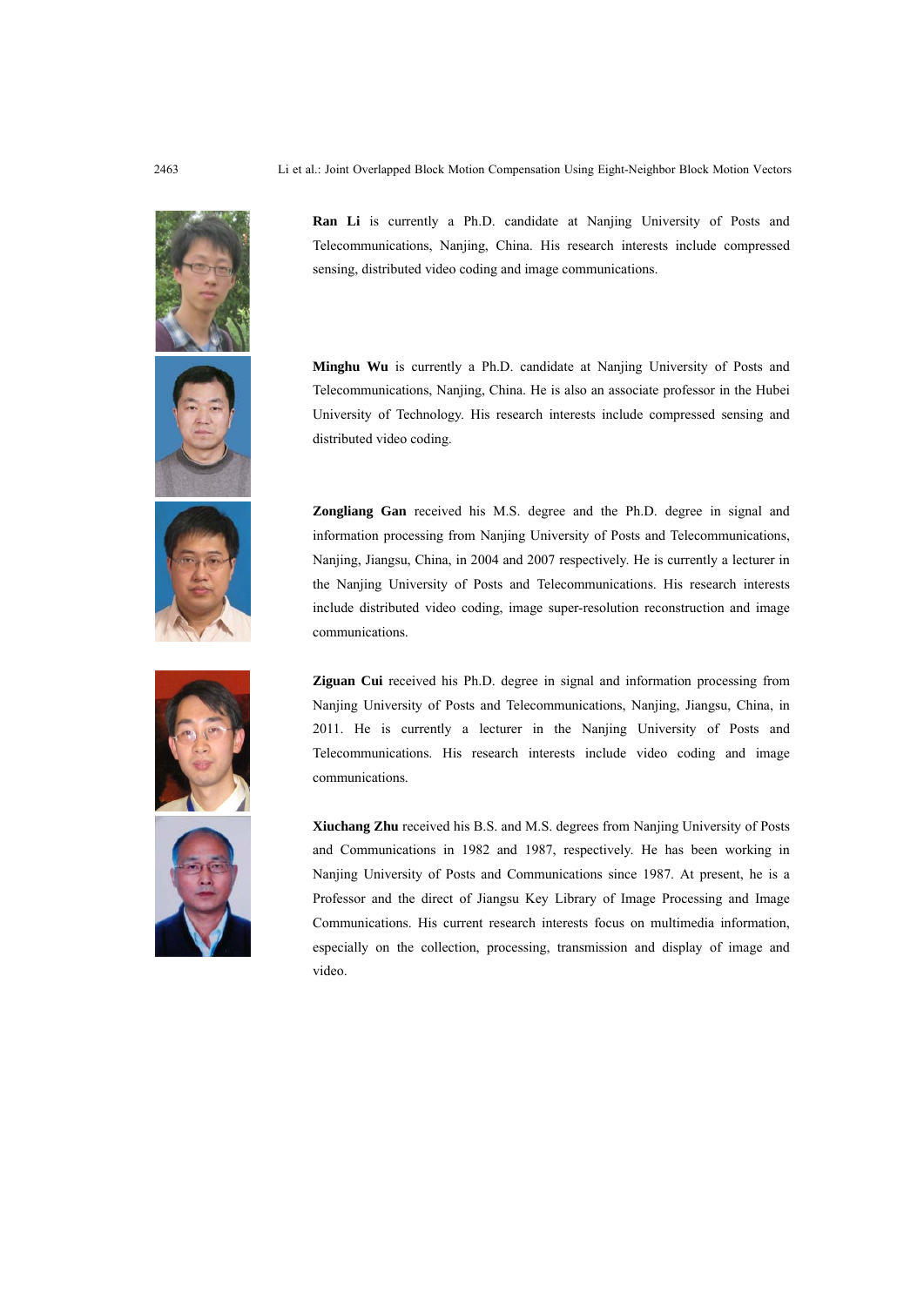**Ran Li** is currently a Ph.D. candidate at Nanjing University of Posts and Telecommunications, Nanjing, China. His research interests include compressed sensing, distributed video coding and image communications.

**Minghu Wu** is currently a Ph.D. candidate at Nanjing University of Posts and Telecommunications, Nanjing, China. He is also an associate professor in the Hubei University of Technology. His research interests include compressed sensing and distributed video coding.

**Zongliang Gan** received his M.S. degree and the Ph.D. degree in signal and information processing from Nanjing University of Posts and Telecommunications, Nanjing, Jiangsu, China, in 2004 and 2007 respectively. He is currently a lecturer in the Nanjing University of Posts and Telecommunications. His research interests include distributed video coding, image super-resolution reconstruction and image communications.

**Ziguan Cui** received his Ph.D. degree in signal and information processing from Nanjing University of Posts and Telecommunications, Nanjing, Jiangsu, China, in 2011. He is currently a lecturer in the Nanjing University of Posts and Telecommunications. His research interests include video coding and image communications.

**Xiuchang Zhu** received his B.S. and M.S. degrees from Nanjing University of Posts and Communications in 1982 and 1987, respectively. He has been working in Nanjing University of Posts and Communications since 1987. At present, he is a Professor and the direct of Jiangsu Key Library of Image Processing and Image Communications. His current research interests focus on multimedia information, especially on the collection, processing, transmission and display of image and video.